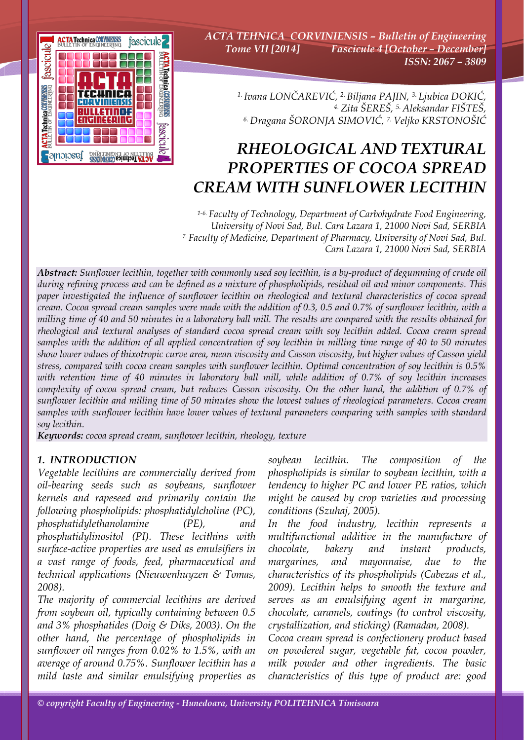# RHEOLOGICAL AND TEXTURAL PROPERTIES OF COCOA SPREAD CREAM WITH SUNFLOWER LECITHIN

[1.] Ivana LONČAREVIĆ, [2.] Biljana PAJIN, [3.] Ljubica DOKIĆ, [4.] Zita ŠEREŠ, [5.] Aleksandar FIŠTEŠ, [6.] Dragana ŠORONJA SIMOVIĆ, [7.] Veljko KRSTONOŠIĆ

[1-6.] Faculty of Technology, Department of Carbohydrate Food Engineering, University of Novi Sad, Bul. Cara Lazara 1, 21000 Novi Sad, SERBIA
[7.] Faculty of Medicine, Department of Pharmacy, University of Novi Sad, Bul. Cara Lazara 1, 21000 Novi Sad, SERBIA

***Abstract:*** *Sunflower lecithin, together with commonly used soy lecithin, is a by-product of degumming of crude oil during refining process and can be defined as a mixture of phospholipids, residual oil and minor components. This paper investigated the influence of sunflower lecithin on rheological and textural characteristics of cocoa spread cream. Cocoa spread cream samples were made with the addition of 0.3, 0.5 and 0.7% of sunflower lecithin, with a milling time of 40 and 50 minutes in a laboratory ball mill. The results are compared with the results obtained for rheological and textural analyses of standard cocoa spread cream with soy lecithin added. Cocoa cream spread samples with the addition of all applied concentration of soy lecithin in milling time range of 40 to 50 minutes show lower values of thixotropic curve area, mean viscosity and Casson viscosity, but higher values of Casson yield stress, compared with cocoa cream samples with sunflower lecithin. Optimal concentration of soy lecithin is 0.5% with retention time of 40 minutes in laboratory ball mill, while addition of 0.7% of soy lecithin increases complexity of cocoa spread cream, but reduces Casson viscosity. On the other hand, the addition of 0.7% of sunflower lecithin and milling time of 50 minutes show the lowest values of rheological parameters. Cocoa cream samples with sunflower lecithin have lower values of textural parameters comparing with samples with standard soy lecithin.*

***Keywords:*** *cocoa spread cream, sunflower lecithin, rheology, texture*

## 1. INTRODUCTION

Vegetable lecithins are commercially derived from oil-bearing seeds such as soybeans, sunflower kernels and rapeseed and primarily contain the following phospholipids: phosphatidylcholine (PC), phosphatidylethanolamine (PE), and phosphatidylinositol (PI). These lecithins with surface-active properties are used as emulsifiers in a vast range of foods, feed, pharmaceutical and technical applications (Nieuwenhuyzen & Tomas, 2008).

The majority of commercial lecithins are derived from soybean oil, typically containing between 0.5 and 3% phosphatides (Doig & Diks, 2003). On the other hand, the percentage of phospholipids in sunflower oil ranges from 0.02% to 1.5%, with an average of around 0.75%. Sunflower lecithin has a mild taste and similar emulsifying properties as soybean lecithin. The composition of the phospholipids is similar to soybean lecithin, with a tendency to higher PC and lower PE ratios, which might be caused by crop varieties and processing conditions (Szuhaj, 2005).

In the food industry, lecithin represents a multifunctional additive in the manufacture of chocolate, bakery and instant products, margarines, and mayonnaise, due to the characteristics of its phospholipids (Cabezas et al., 2009). Lecithin helps to smooth the texture and serves as an emulsifying agent in margarine, chocolate, caramels, coatings (to control viscosity, crystallization, and sticking) (Ramadan, 2008).

Cocoa cream spread is confectionery product based on powdered sugar, vegetable fat, cocoa powder, milk powder and other ingredients. The basic characteristics of this type of product are: good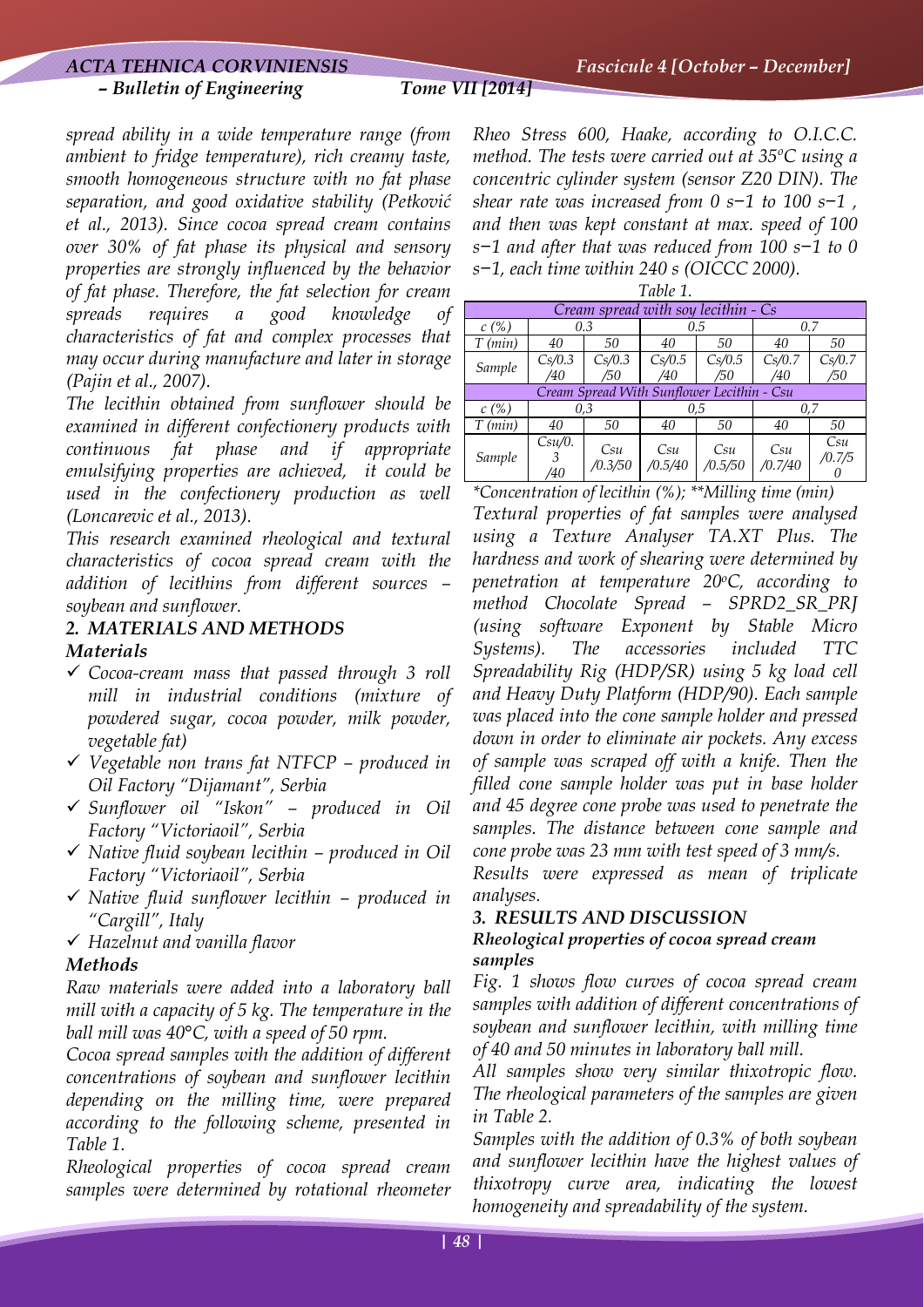spread ability in a wide temperature range (from ambient to fridge temperature), rich creamy taste, smooth homogeneous structure with no fat phase separation, and good oxidative stability (Petković et al., 2013). Since cocoa spread cream contains over 30% of fat phase its physical and sensory properties are strongly influenced by the behavior of fat phase. Therefore, the fat selection for cream spreads requires a good knowledge of characteristics of fat and complex processes that may occur during manufacture and later in storage (Pajin et al., 2007).

The lecithin obtained from sunflower should be examined in different confectionery products with continuous fat phase and if appropriate emulsifying properties are achieved, it could be used in the confectionery production as well (Loncarevic et al., 2013).

This research examined rheological and textural characteristics of cocoa spread cream with the addition of lecithins from different sources – soybean and sunflower.

## 2. MATERIALS AND METHODS

### Materials

- Cocoa-cream mass that passed through 3 roll mill in industrial conditions (mixture of powdered sugar, cocoa powder, milk powder, vegetable fat)
- Vegetable non trans fat NTFCP – produced in Oil Factory "Dijamant", Serbia
- Sunflower oil "Iskon" – produced in Oil Factory "Victoriaoil", Serbia
- Native fluid soybean lecithin – produced in Oil Factory "Victoriaoil", Serbia
- Native fluid sunflower lecithin – produced in "Cargill", Italy
- Hazelnut and vanilla flavor

### Methods

Raw materials were added into a laboratory ball mill with a capacity of 5 kg. The temperature in the ball mill was 40°C, with a speed of 50 rpm.

Cocoa spread samples with the addition of different concentrations of soybean and sunflower lecithin depending on the milling time, were prepared according to the following scheme, presented in Table 1.

Rheological properties of cocoa spread cream samples were determined by rotational rheometer Rheo Stress 600, Haake, according to O.I.C.C. method. The tests were carried out at 35°C using a concentric cylinder system (sensor Z20 DIN). The shear rate was increased from 0 $s^{-1}$ to 100 $s^{-1}$, and then was kept constant at max. speed of 100 $s^{-1}$ and after that was reduced from 100 $s^{-1}$ to 0 $s^{-1}$, each time within 240 s (OICCC 2000).

Table 1.

| Cream spread with soy lecithin - Cs | | | | | | |
|---|---|---|---|---|---|---|
| c (%) | 0.3 | | 0.5 | | 0.7 | |
| T (min) | 40 | 50 | 40 | 50 | 40 | 50 |
| Sample | Cs/0.3/40 | Cs/0.3/50 | Cs/0.5/40 | Cs/0.5/50 | Cs/0.7/40 | Cs/0.7/50 |
| **Cream Spread With Sunflower Lecithin - Csu** | | | | | | |
| c (%) | 0,3 | | 0,5 | | 0,7 | |
| T (min) | 40 | 50 | 40 | 50 | 40 | 50 |
| Sample | Csu/0.3/40 | Csu/0.3/50 | Csu/0.5/40 | Csu/0.5/50 | Csu/0.7/40 | Csu/0.7/50 |

*Concentration of lecithin (%); **Milling time (min)

Textural properties of fat samples were analysed using a Texture Analyser TA.XT Plus. The hardness and work of shearing were determined by penetration at temperature 20°C, according to method Chocolate Spread – SPRD2_SR_PRJ (using software Exponent by Stable Micro Systems). The accessories included TTC Spreadability Rig (HDP/SR) using 5 kg load cell and Heavy Duty Platform (HDP/90). Each sample was placed into the cone sample holder and pressed down in order to eliminate air pockets. Any excess of sample was scraped off with a knife. Then the filled cone sample holder was put in base holder and 45 degree cone probe was used to penetrate the samples. The distance between cone sample and cone probe was 23 mm with test speed of 3 mm/s.

Results were expressed as mean of triplicate analyses.

## 3. RESULTS AND DISCUSSION

### Rheological properties of cocoa spread cream samples

Fig. 1 shows flow curves of cocoa spread cream samples with addition of different concentrations of soybean and sunflower lecithin, with milling time of 40 and 50 minutes in laboratory ball mill.

All samples show very similar thixotropic flow. The rheological parameters of the samples are given in Table 2.

Samples with the addition of 0.3% of both soybean and sunflower lecithin have the highest values of thixotropy curve area, indicating the lowest homogeneity and spreadability of the system.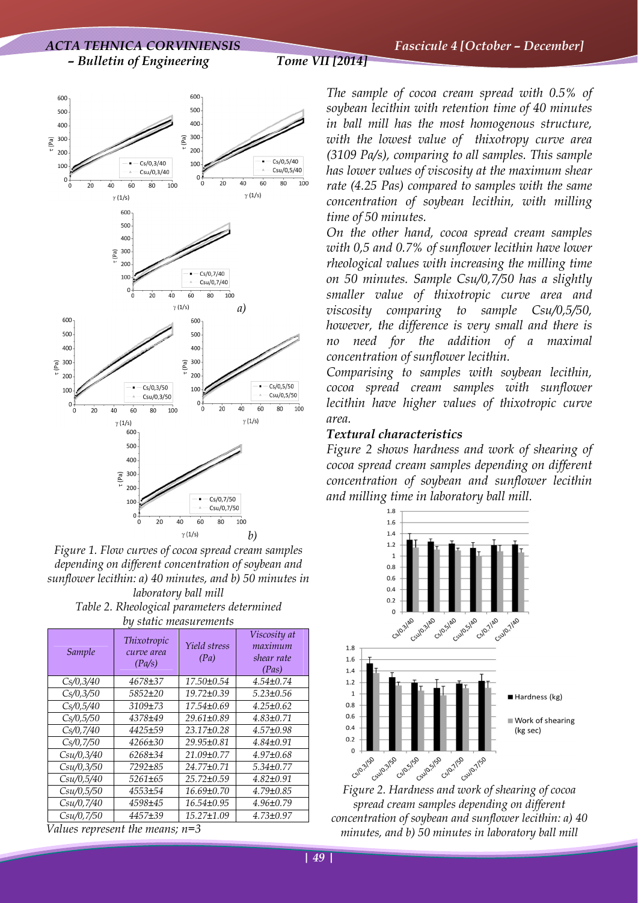Figure 1 a)

τ (Pa)
600
500
400
300
200
100
0
0 20 40 60 80 100
γ (1/s)
Cs/0,3/40
Csu/0,3/40

τ (Pa)
Cs/0,5/40
Csu/0,5/40

τ (Pa)
Cs/0,7/40
Csu/0,7/40

a)

Figure 1 b)

τ (Pa)
Cs/0,3/50
Csu/0,3/50

τ (Pa)
Cs/0,5/50
Csu/0,5/50

τ (Pa)
Cs/0,7/50
Csu/0,7/50

γ (1/s)

b)

*Figure 1. Flow curves of cocoa spread cream samples depending on different concentration of soybean and sunflower lecithin: a) 40 minutes, and b) 50 minutes in laboratory ball mill*

*Table 2. Rheological parameters determined by static measurements*

| Sample | Thixotropic curve area (Pa/s) | Yield stress (Pa) | Viscosity at maximum shear rate (Pas) |
|---|---|---|---|
| Cs/0,3/40 | 4678±37 | 17.50±0.54 | 4.54±0.74 |
| Cs/0,3/50 | 5852±20 | 19.72±0.39 | 5.23±0.56 |
| Cs/0,5/40 | 3109±73 | 17.54±0.69 | 4.25±0.62 |
| Cs/0,5/50 | 4378±49 | 29.61±0.89 | 4.83±0.71 |
| Cs/0,7/40 | 4425±59 | 23.17±0.28 | 4.57±0.98 |
| Cs/0,7/50 | 4266±30 | 29.95±0.81 | 4.84±0.91 |
| Csu/0,3/40 | 6268±34 | 21.09±0.77 | 4.97±0.68 |
| Csu/0,3/50 | 7292±85 | 24.77±0.71 | 5.34±0.77 |
| Csu/0,5/40 | 5261±65 | 25.72±0.59 | 4.82±0.91 |
| Csu/0,5/50 | 4553±54 | 16.69±0.70 | 4.79±0.85 |
| Csu/0,7/40 | 4598±45 | 16.54±0.95 | 4.96±0.79 |
| Csu/0,7/50 | 4457±39 | 15.27±1.09 | 4.73±0.97 |

*Values represent the means; n=3*

*The sample of cocoa cream spread with 0.5% of soybean lecithin with retention time of 40 minutes in ball mill has the most homogenous structure, with the lowest value of thixotropy curve area (3109 Pa/s), comparing to all samples. This sample has lower values of viscosity at the maximum shear rate (4.25 Pas) compared to samples with the same concentration of soybean lecithin, with milling time of 50 minutes.*

*On the other hand, cocoa spread cream samples with 0,5 and 0.7% of sunflower lecithin have lower rheological values with increasing the milling time on 50 minutes. Sample Csu/0,7/50 has a slightly smaller value of thixotropic curve area and viscosity comparing to sample Csu/0,5/50, however, the difference is very small and there is no need for the addition of a maximal concentration of sunflower lecithin.*

*Comparising to samples with soybean lecithin, cocoa spread cream samples with sunflower lecithin have higher values of thixotropic curve area.*

### *Textural characteristics*

*Figure 2 shows hardness and work of shearing of cocoa spread cream samples depending on different concentration of soybean and sunflower lecithin and milling time in laboratory ball mill.*

1.8
1.6
1.4
1.2
1
0.8
0.6
0.4
0.2
0
Cs/0.3/40 Csu/0.3/40 Cs/0.5/40 Csu/0.5/40 Cs/0.7/40 Csu/0.7/40

1.8
1.6
1.4
1.2
1
0.8
0.6
0.4
0.2
0
Cs/0.3/50 Csu/0.3/50 Cs/0.5/50 Csu/0.5/50 Cs/0.7/50 Csu/0.7/50

Hardness (kg)
Work of shearing (kg sec)

*Figure 2. Hardness and work of shearing of cocoa spread cream samples depending on different concentration of soybean and sunflower lecithin: a) 40 minutes, and b) 50 minutes in laboratory ball mill*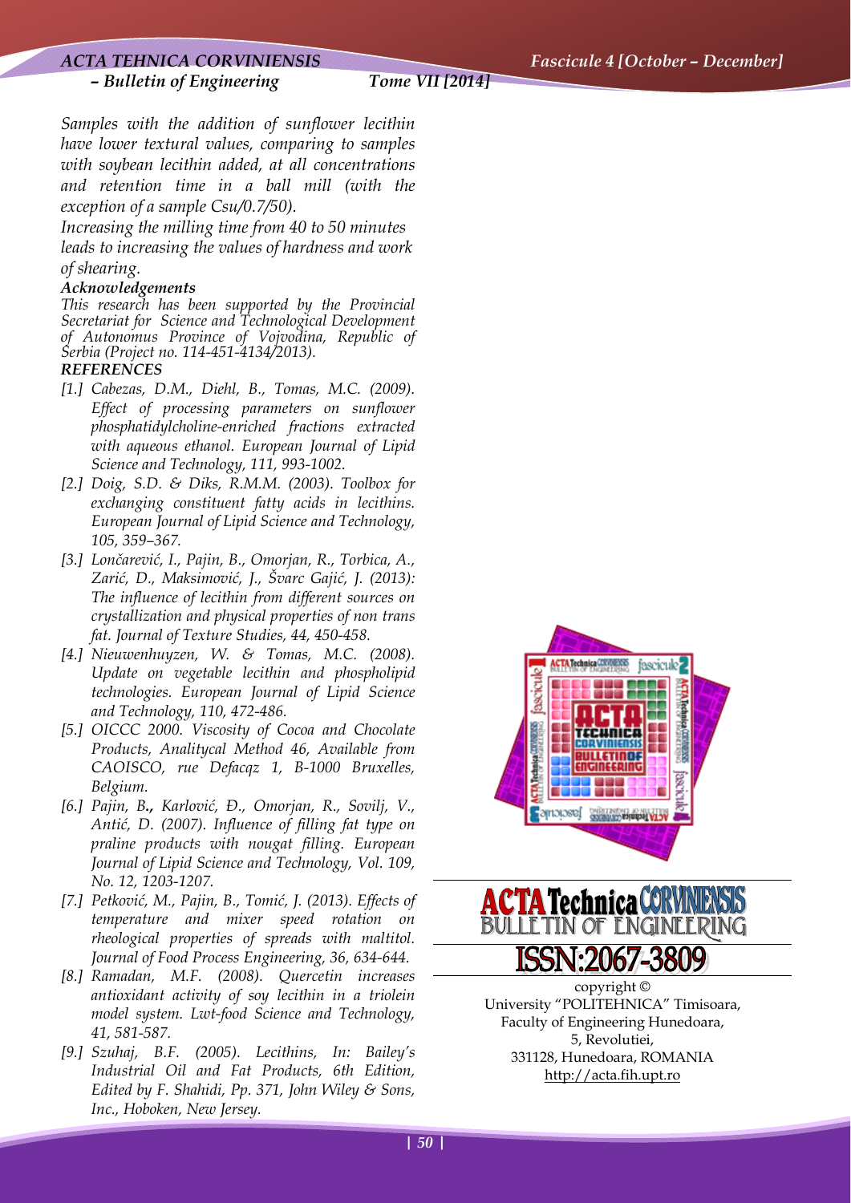*Samples with the addition of sunflower lecithin have lower textural values, comparing to samples with soybean lecithin added, at all concentrations and retention time in a ball mill (with the exception of a sample Csu/0.7/50).*

*Increasing the milling time from 40 to 50 minutes leads to increasing the values of hardness and work of shearing.*

***Acknowledgements***

*This research has been supported by the Provincial Secretariat for Science and Technological Development of Autonomus Province of Vojvodina, Republic of Serbia (Project no. 114-451-4134/2013).*

***REFERENCES***

- *[1.] Cabezas, D.M., Diehl, B., Tomas, M.C. (2009). Effect of processing parameters on sunflower phosphatidylcholine-enriched fractions extracted with aqueous ethanol. European Journal of Lipid Science and Technology, 111, 993-1002.*
- *[2.] Doig, S.D. & Diks, R.M.M. (2003). Toolbox for exchanging constituent fatty acids in lecithins. European Journal of Lipid Science and Technology, 105, 359–367.*
- *[3.] Lončarević, I., Pajin, B., Omorjan, R., Torbica, A., Zarić, D., Maksimović, J., Švarc Gajić, J. (2013): The influence of lecithin from different sources on crystallization and physical properties of non trans fat. Journal of Texture Studies, 44, 450-458.*
- *[4.] Nieuwenhuyzen, W. & Tomas, M.C. (2008). Update on vegetable lecithin and phospholipid technologies. European Journal of Lipid Science and Technology, 110, 472-486.*
- *[5.] OICCC 2000. Viscosity of Cocoa and Chocolate Products, Analitycal Method 46, Available from CAOISCO, rue Defacqz 1, B-1000 Bruxelles, Belgium.*
- *[6.] Pajin, B., Karlović, Đ., Omorjan, R., Sovilj, V., Antić, D. (2007). Influence of filling fat type on praline products with nougat filling. European Journal of Lipid Science and Technology, Vol. 109, No. 12, 1203-1207.*
- *[7.] Petković, M., Pajin, B., Tomić, J. (2013). Effects of temperature and mixer speed rotation on rheological properties of spreads with maltitol. Journal of Food Process Engineering, 36, 634-644.*
- *[8.] Ramadan, M.F. (2008). Quercetin increases antioxidant activity of soy lecithin in a triolein model system. Lwt-food Science and Technology, 41, 581-587.*
- *[9.] Szuhaj, B.F. (2005). Lecithins, In: Bailey's Industrial Oil and Fat Products, 6th Edition, Edited by F. Shahidi, Pp. 371, John Wiley & Sons, Inc., Hoboken, New Jersey.*

ACTA Technica CORVINIENSIS
BULLETIN OF ENGINEERING

ISSN:2067-3809

copyright ©
University "POLITEHNICA" Timisoara,
Faculty of Engineering Hunedoara,
5, Revolutiei,
331128, Hunedoara, ROMANIA
http://acta.fih.upt.ro